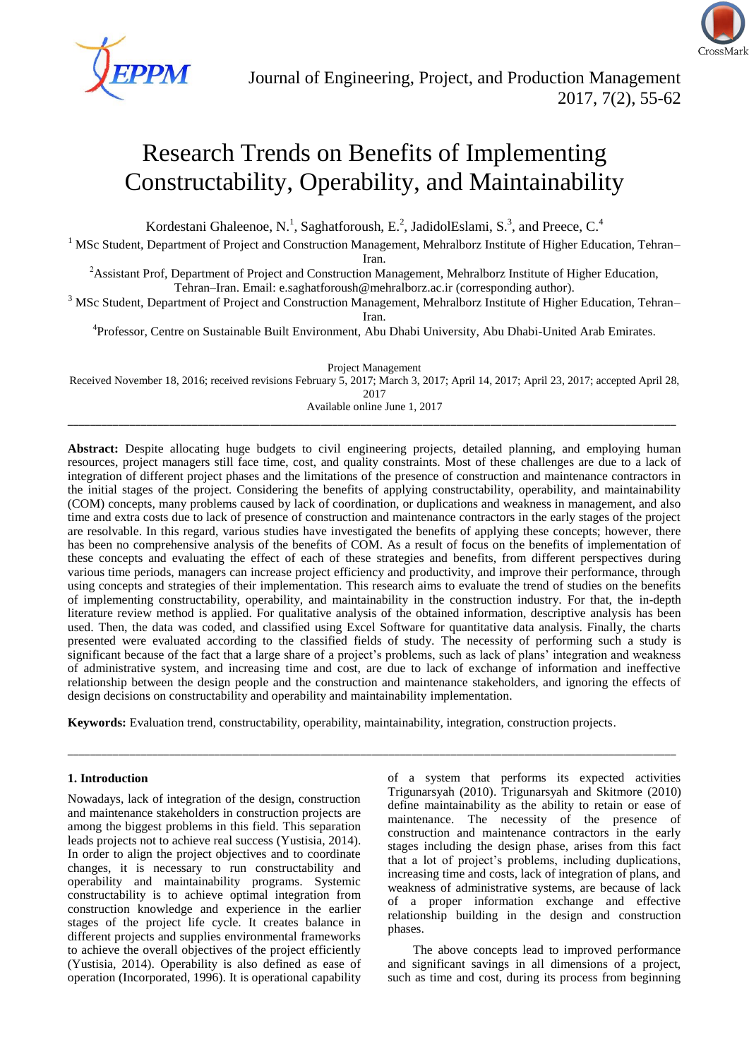# Research Trends on Benefits of Implementing Constructability, Operability, and Maintainability

Kordestani Ghaleenoe, N.[1], Saghatforoush, E.[2], JadidolEslami, S.[3], and Preece, C.[4]

[1] MSc Student, Department of Project and Construction Management, Mehralborz Institute of Higher Education, Tehran–Iran.

[2] Assistant Prof, Department of Project and Construction Management, Mehralborz Institute of Higher Education, Tehran–Iran. Email: e.saghatforoush@mehralborz.ac.ir (corresponding author).

[3] MSc Student, Department of Project and Construction Management, Mehralborz Institute of Higher Education, Tehran–Iran.

[4] Professor, Centre on Sustainable Built Environment, Abu Dhabi University, Abu Dhabi-United Arab Emirates.

Project Management

Received November 18, 2016; received revisions February 5, 2017; March 3, 2017; April 14, 2017; April 23, 2017; accepted April 28, 2017

Available online June 1, 2017

---

**Abstract:** Despite allocating huge budgets to civil engineering projects, detailed planning, and employing human resources, project managers still face time, cost, and quality constraints. Most of these challenges are due to a lack of integration of different project phases and the limitations of the presence of construction and maintenance contractors in the initial stages of the project. Considering the benefits of applying constructability, operability, and maintainability (COM) concepts, many problems caused by lack of coordination, or duplications and weakness in management, and also time and extra costs due to lack of presence of construction and maintenance contractors in the early stages of the project are resolvable. In this regard, various studies have investigated the benefits of applying these concepts; however, there has been no comprehensive analysis of the benefits of COM. As a result of focus on the benefits of implementation of these concepts and evaluating the effect of each of these strategies and benefits, from different perspectives during various time periods, managers can increase project efficiency and productivity, and improve their performance, through using concepts and strategies of their implementation. This research aims to evaluate the trend of studies on the benefits of implementing constructability, operability, and maintainability in the construction industry. For that, the in-depth literature review method is applied. For qualitative analysis of the obtained information, descriptive analysis has been used. Then, the data was coded, and classified using Excel Software for quantitative data analysis. Finally, the charts presented were evaluated according to the classified fields of study. The necessity of performing such a study is significant because of the fact that a large share of a project's problems, such as lack of plans' integration and weakness of administrative system, and increasing time and cost, are due to lack of exchange of information and ineffective relationship between the design people and the construction and maintenance stakeholders, and ignoring the effects of design decisions on constructability and operability and maintainability implementation.

**Keywords:** Evaluation trend, constructability, operability, maintainability, integration, construction projects.

---

## 1. Introduction

Nowadays, lack of integration of the design, construction and maintenance stakeholders in construction projects are among the biggest problems in this field. This separation leads projects not to achieve real success (Yustisia, 2014). In order to align the project objectives and to coordinate changes, it is necessary to run constructability and operability and maintainability programs. Systemic constructability is to achieve optimal integration from construction knowledge and experience in the earlier stages of the project life cycle. It creates balance in different projects and supplies environmental frameworks to achieve the overall objectives of the project efficiently (Yustisia, 2014). Operability is also defined as ease of operation (Incorporated, 1996). It is operational capability of a system that performs its expected activities Trigunarsyah (2010). Trigunarsyah and Skitmore (2010) define maintainability as the ability to retain or ease of maintenance. The necessity of the presence of construction and maintenance contractors in the early stages including the design phase, arises from this fact that a lot of project's problems, including duplications, increasing time and costs, lack of integration of plans, and weakness of administrative systems, are because of lack of a proper information exchange and effective relationship building in the design and construction phases.

The above concepts lead to improved performance and significant savings in all dimensions of a project, such as time and cost, during its process from beginning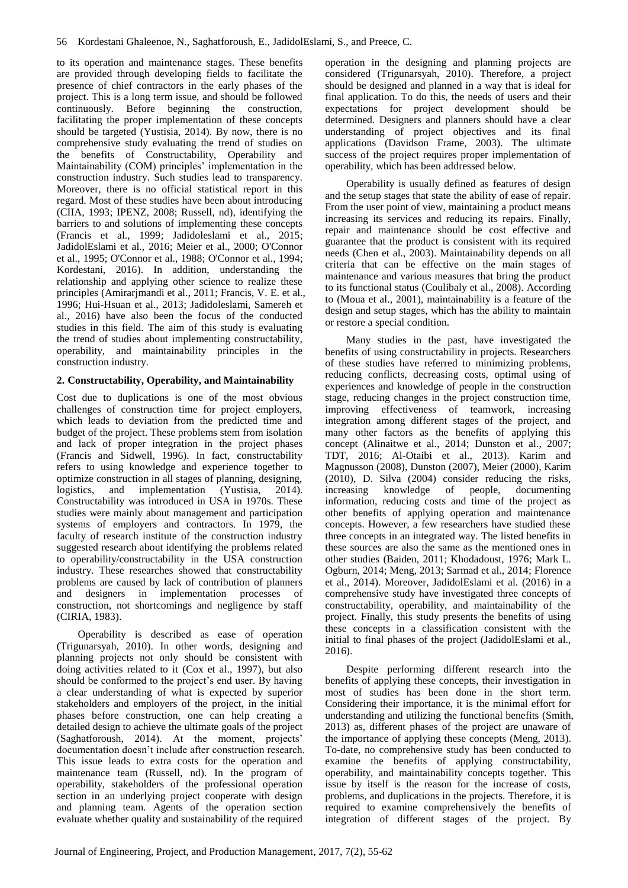to its operation and maintenance stages. These benefits are provided through developing fields to facilitate the presence of chief contractors in the early phases of the project. This is a long term issue, and should be followed continuously. Before beginning the construction, facilitating the proper implementation of these concepts should be targeted (Yustisia, 2014). By now, there is no comprehensive study evaluating the trend of studies on the benefits of Constructability, Operability and Maintainability (COM) principles' implementation in the construction industry. Such studies lead to transparency. Moreover, there is no official statistical report in this regard. Most of these studies have been about introducing (CIIA, 1993; IPENZ, 2008; Russell, nd), identifying the barriers to and solutions of implementing these concepts (Francis et al., 1999; Jadidoleslami et al., 2015; JadidolEslami et al., 2016; Meier et al., 2000; O'Connor et al., 1995; O'Connor et al., 1988; O'Connor et al., 1994; Kordestani, 2016). In addition, understanding the relationship and applying other science to realize these principles (Amirarjmandi et al., 2011; Francis, V. E. et al., 1996; Hui-Hsuan et al., 2013; Jadidoleslami, Samereh et al., 2016) have also been the focus of the conducted studies in this field. The aim of this study is evaluating the trend of studies about implementing constructability, operability, and maintainability principles in the construction industry.

## 2. Constructability, Operability, and Maintainability

Cost due to duplications is one of the most obvious challenges of construction time for project employers, which leads to deviation from the predicted time and budget of the project. These problems stem from isolation and lack of proper integration in the project phases (Francis and Sidwell, 1996). In fact, constructability refers to using knowledge and experience together to optimize construction in all stages of planning, designing, logistics, and implementation (Yustisia, 2014). Constructability was introduced in USA in 1970s. These studies were mainly about management and participation systems of employers and contractors. In 1979, the faculty of research institute of the construction industry suggested research about identifying the problems related to operability/constructability in the USA construction industry. These researches showed that constructability problems are caused by lack of contribution of planners and designers in implementation processes of construction, not shortcomings and negligence by staff (CIRIA, 1983).

Operability is described as ease of operation (Trigunarsyah, 2010). In other words, designing and planning projects not only should be consistent with doing activities related to it (Cox et al., 1997), but also should be conformed to the project's end user. By having a clear understanding of what is expected by superior stakeholders and employers of the project, in the initial phases before construction, one can help creating a detailed design to achieve the ultimate goals of the project (Saghatforoush, 2014). At the moment, projects' documentation doesn't include after construction research. This issue leads to extra costs for the operation and maintenance team (Russell, nd). In the program of operability, stakeholders of the professional operation section in an underlying project cooperate with design and planning team. Agents of the operation section evaluate whether quality and sustainability of the required operation in the designing and planning projects are considered (Trigunarsyah, 2010). Therefore, a project should be designed and planned in a way that is ideal for final application. To do this, the needs of users and their expectations for project development should be determined. Designers and planners should have a clear understanding of project objectives and its final applications (Davidson Frame, 2003). The ultimate success of the project requires proper implementation of operability, which has been addressed below.

Operability is usually defined as features of design and the setup stages that state the ability of ease of repair. From the user point of view, maintaining a product means increasing its services and reducing its repairs. Finally, repair and maintenance should be cost effective and guarantee that the product is consistent with its required needs (Chen et al., 2003). Maintainability depends on all criteria that can be effective on the main stages of maintenance and various measures that bring the product to its functional status (Coulibaly et al., 2008). According to (Moua et al., 2001), maintainability is a feature of the design and setup stages, which has the ability to maintain or restore a special condition.

Many studies in the past, have investigated the benefits of using constructability in projects. Researchers of these studies have referred to minimizing problems, reducing conflicts, decreasing costs, optimal using of experiences and knowledge of people in the construction stage, reducing changes in the project construction time, improving effectiveness of teamwork, increasing integration among different stages of the project, and many other factors as the benefits of applying this concept (Alinaitwe et al., 2014; Dunston et al., 2007; TDT, 2016; Al-Otaibi et al., 2013). Karim and Magnusson (2008), Dunston (2007), Meier (2000), Karim (2010), D. Silva (2004) consider reducing the risks, increasing knowledge of people, documenting information, reducing costs and time of the project as other benefits of applying operation and maintenance concepts. However, a few researchers have studied these three concepts in an integrated way. The listed benefits in these sources are also the same as the mentioned ones in other studies (Baiden, 2011; Khodadoust, 1976; Mark L. Ogburn, 2014; Meng, 2013; Sarmad et al., 2014; Florence et al., 2014). Moreover, JadidolEslami et al. (2016) in a comprehensive study have investigated three concepts of constructability, operability, and maintainability of the project. Finally, this study presents the benefits of using these concepts in a classification consistent with the initial to final phases of the project (JadidolEslami et al., 2016).

Despite performing different research into the benefits of applying these concepts, their investigation in most of studies has been done in the short term. Considering their importance, it is the minimal effort for understanding and utilizing the functional benefits (Smith, 2013) as, different phases of the project are unaware of the importance of applying these concepts (Meng, 2013). To-date, no comprehensive study has been conducted to examine the benefits of applying constructability, operability, and maintainability concepts together. This issue by itself is the reason for the increase of costs, problems, and duplications in the projects. Therefore, it is required to examine comprehensively the benefits of integration of different stages of the project. By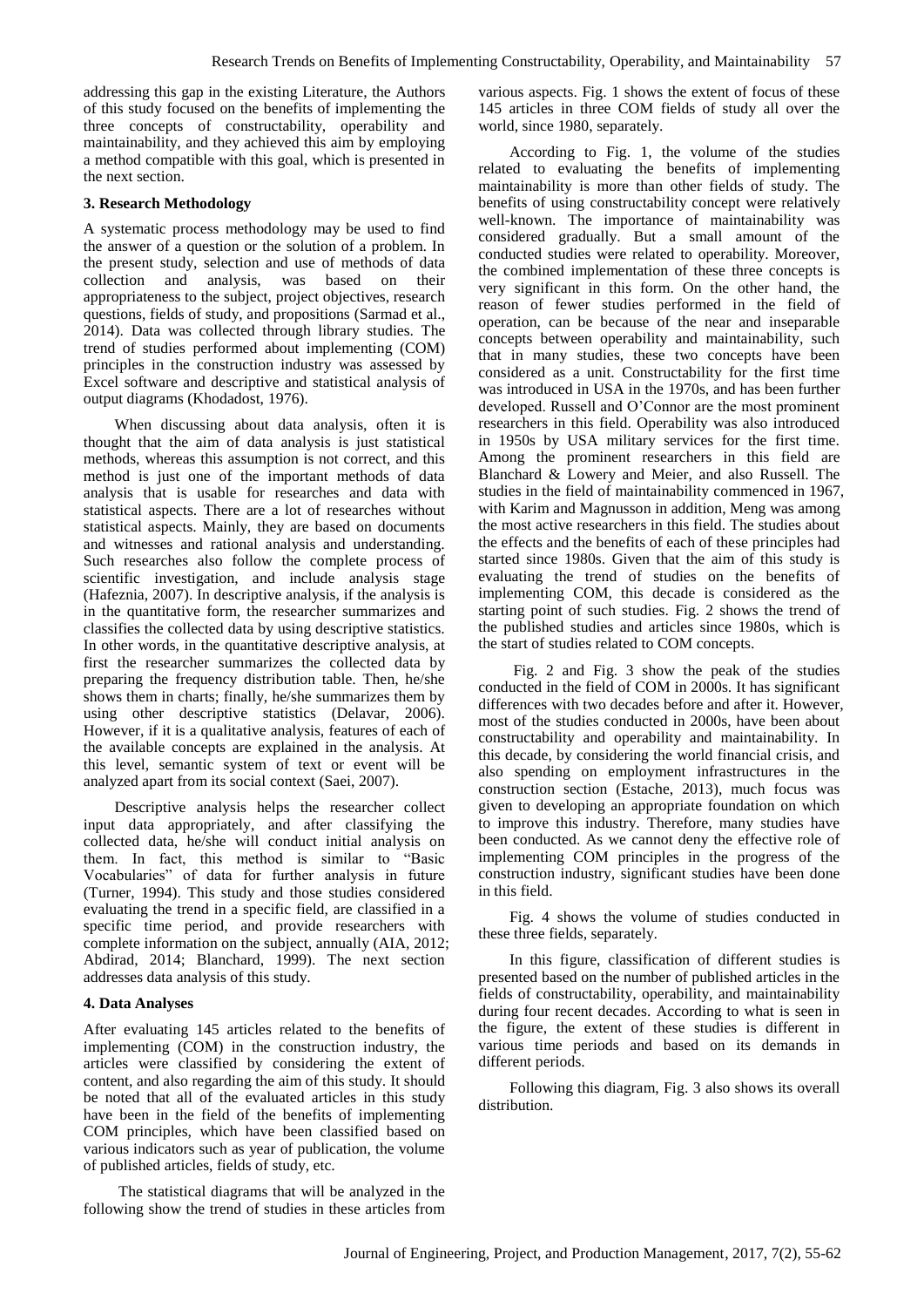addressing this gap in the existing Literature, the Authors of this study focused on the benefits of implementing the three concepts of constructability, operability and maintainability, and they achieved this aim by employing a method compatible with this goal, which is presented in the next section.

## 3. Research Methodology

A systematic process methodology may be used to find the answer of a question or the solution of a problem. In the present study, selection and use of methods of data collection and analysis, was based on their appropriateness to the subject, project objectives, research questions, fields of study, and propositions (Sarmad et al., 2014). Data was collected through library studies. The trend of studies performed about implementing (COM) principles in the construction industry was assessed by Excel software and descriptive and statistical analysis of output diagrams (Khodadost, 1976).

When discussing about data analysis, often it is thought that the aim of data analysis is just statistical methods, whereas this assumption is not correct, and this method is just one of the important methods of data analysis that is usable for researches and data with statistical aspects. There are a lot of researches without statistical aspects. Mainly, they are based on documents and witnesses and rational analysis and understanding. Such researches also follow the complete process of scientific investigation, and include analysis stage (Hafeznia, 2007). In descriptive analysis, if the analysis is in the quantitative form, the researcher summarizes and classifies the collected data by using descriptive statistics. In other words, in the quantitative descriptive analysis, at first the researcher summarizes the collected data by preparing the frequency distribution table. Then, he/she shows them in charts; finally, he/she summarizes them by using other descriptive statistics (Delavar, 2006). However, if it is a qualitative analysis, features of each of the available concepts are explained in the analysis. At this level, semantic system of text or event will be analyzed apart from its social context (Saei, 2007).

Descriptive analysis helps the researcher collect input data appropriately, and after classifying the collected data, he/she will conduct initial analysis on them. In fact, this method is similar to "Basic Vocabularies" of data for further analysis in future (Turner, 1994). This study and those studies considered evaluating the trend in a specific field, are classified in a specific time period, and provide researchers with complete information on the subject, annually (AIA, 2012; Abdirad, 2014; Blanchard, 1999). The next section addresses data analysis of this study.

## 4. Data Analyses

After evaluating 145 articles related to the benefits of implementing (COM) in the construction industry, the articles were classified by considering the extent of content, and also regarding the aim of this study. It should be noted that all of the evaluated articles in this study have been in the field of the benefits of implementing COM principles, which have been classified based on various indicators such as year of publication, the volume of published articles, fields of study, etc.

The statistical diagrams that will be analyzed in the following show the trend of studies in these articles from various aspects. Fig. 1 shows the extent of focus of these 145 articles in three COM fields of study all over the world, since 1980, separately.

According to Fig. 1, the volume of the studies related to evaluating the benefits of implementing maintainability is more than other fields of study. The benefits of using constructability concept were relatively well-known. The importance of maintainability was considered gradually. But a small amount of the conducted studies were related to operability. Moreover, the combined implementation of these three concepts is very significant in this form. On the other hand, the reason of fewer studies performed in the field of operation, can be because of the near and inseparable concepts between operability and maintainability, such that in many studies, these two concepts have been considered as a unit. Constructability for the first time was introduced in USA in the 1970s, and has been further developed. Russell and O'Connor are the most prominent researchers in this field. Operability was also introduced in 1950s by USA military services for the first time. Among the prominent researchers in this field are Blanchard & Lowery and Meier, and also Russell. The studies in the field of maintainability commenced in 1967, with Karim and Magnusson in addition, Meng was among the most active researchers in this field. The studies about the effects and the benefits of each of these principles had started since 1980s. Given that the aim of this study is evaluating the trend of studies on the benefits of implementing COM, this decade is considered as the starting point of such studies. Fig. 2 shows the trend of the published studies and articles since 1980s, which is the start of studies related to COM concepts.

Fig. 2 and Fig. 3 show the peak of the studies conducted in the field of COM in 2000s. It has significant differences with two decades before and after it. However, most of the studies conducted in 2000s, have been about constructability and operability and maintainability. In this decade, by considering the world financial crisis, and also spending on employment infrastructures in the construction section (Estache, 2013), much focus was given to developing an appropriate foundation on which to improve this industry. Therefore, many studies have been conducted. As we cannot deny the effective role of implementing COM principles in the progress of the construction industry, significant studies have been done in this field.

Fig. 4 shows the volume of studies conducted in these three fields, separately.

In this figure, classification of different studies is presented based on the number of published articles in the fields of constructability, operability, and maintainability during four recent decades. According to what is seen in the figure, the extent of these studies is different in various time periods and based on its demands in different periods.

Following this diagram, Fig. 3 also shows its overall distribution.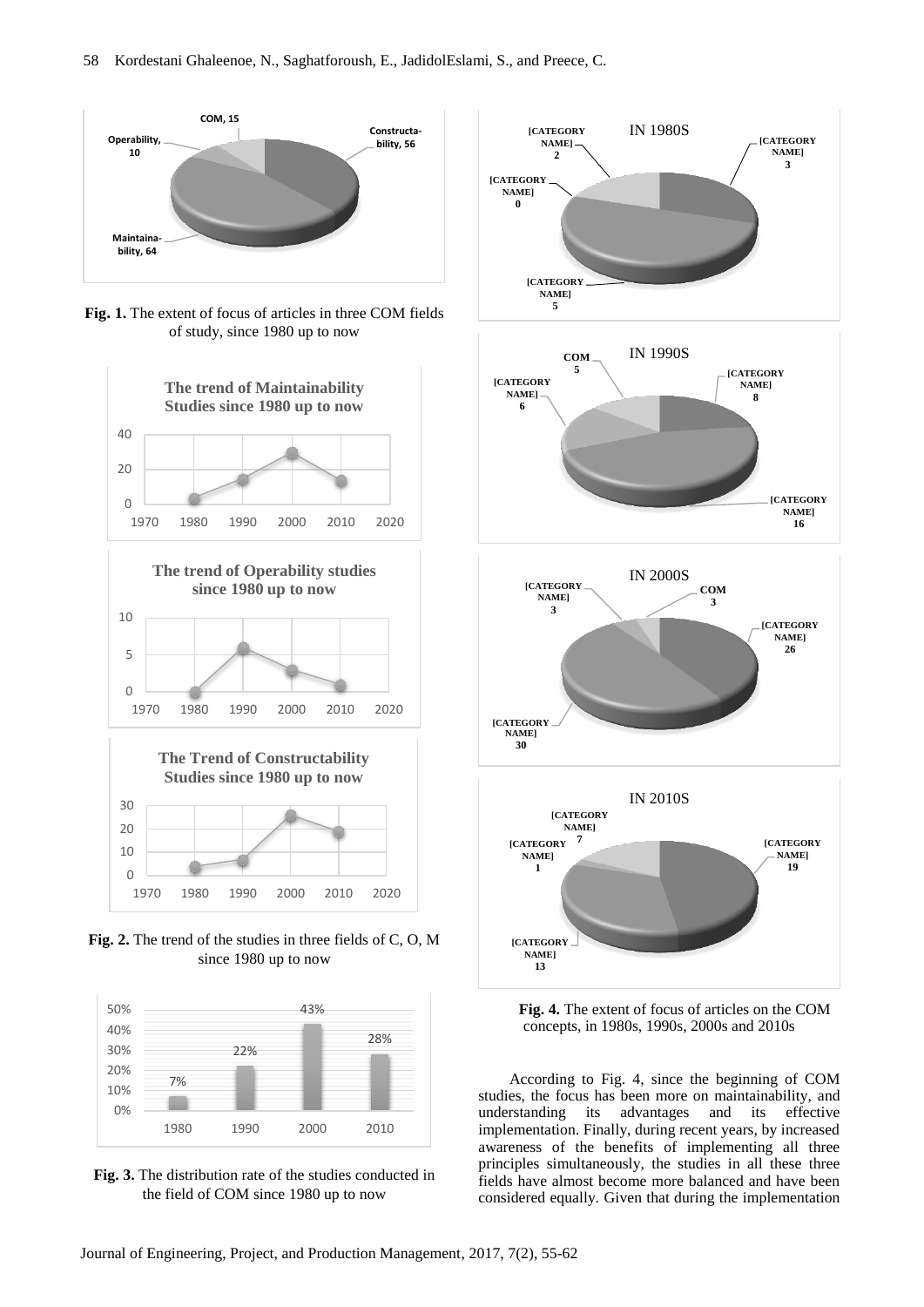**Fig. 1.** The extent of focus of articles in three COM fields of study, since 1980 up to now

**Fig. 2.** The trend of the studies in three fields of C, O, M since 1980 up to now

**Fig. 3.** The distribution rate of the studies conducted in the field of COM since 1980 up to now

**Fig. 4.** The extent of focus of articles on the COM concepts, in 1980s, 1990s, 2000s and 2010s

According to Fig. 4, since the beginning of COM studies, the focus has been more on maintainability, and understanding its advantages and its effective implementation. Finally, during recent years, by increased awareness of the benefits of implementing all three principles simultaneously, the studies in all these three fields have almost become more balanced and have been considered equally. Given that during the implementation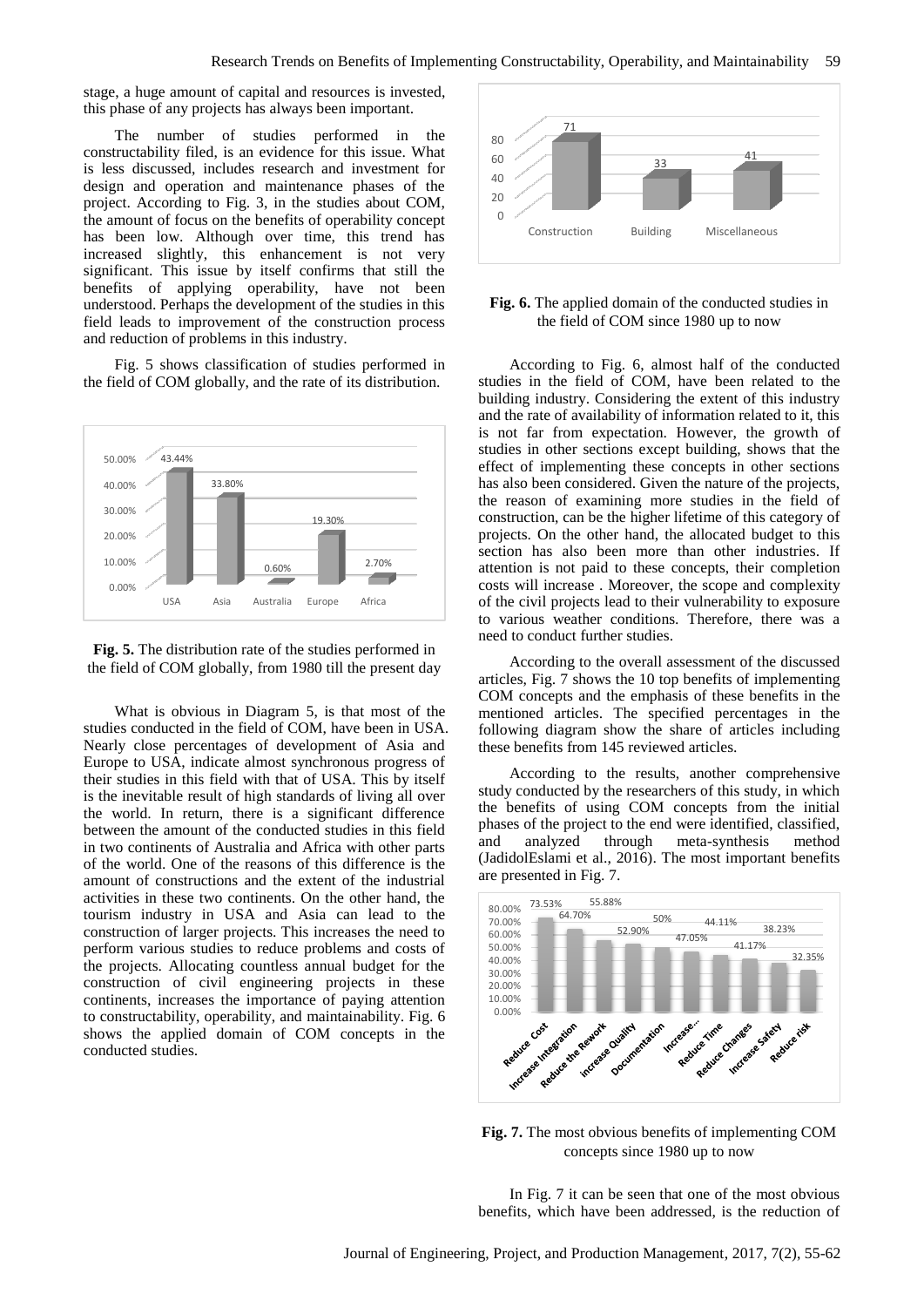stage, a huge amount of capital and resources is invested, this phase of any projects has always been important.

The number of studies performed in the constructability filed, is an evidence for this issue. What is less discussed, includes research and investment for design and operation and maintenance phases of the project. According to Fig. 3, in the studies about COM, the amount of focus on the benefits of operability concept has been low. Although over time, this trend has increased slightly, this enhancement is not very significant. This issue by itself confirms that still the benefits of applying operability, have not been understood. Perhaps the development of the studies in this field leads to improvement of the construction process and reduction of problems in this industry.

Fig. 5 shows classification of studies performed in the field of COM globally, and the rate of its distribution.

**Fig. 5.** The distribution rate of the studies performed in the field of COM globally, from 1980 till the present day

What is obvious in Diagram 5, is that most of the studies conducted in the field of COM, have been in USA. Nearly close percentages of development of Asia and Europe to USA, indicate almost synchronous progress of their studies in this field with that of USA. This by itself is the inevitable result of high standards of living all over the world. In return, there is a significant difference between the amount of the conducted studies in this field in two continents of Australia and Africa with other parts of the world. One of the reasons of this difference is the amount of constructions and the extent of the industrial activities in these two continents. On the other hand, the tourism industry in USA and Asia can lead to the construction of larger projects. This increases the need to perform various studies to reduce problems and costs of the projects. Allocating countless annual budget for the construction of civil engineering projects in these continents, increases the importance of paying attention to constructability, operability, and maintainability. Fig. 6 shows the applied domain of COM concepts in the conducted studies.

**Fig. 6.** The applied domain of the conducted studies in the field of COM since 1980 up to now

According to Fig. 6, almost half of the conducted studies in the field of COM, have been related to the building industry. Considering the extent of this industry and the rate of availability of information related to it, this is not far from expectation. However, the growth of studies in other sections except building, shows that the effect of implementing these concepts in other sections has also been considered. Given the nature of the projects, the reason of examining more studies in the field of construction, can be the higher lifetime of this category of projects. On the other hand, the allocated budget to this section has also been more than other industries. If attention is not paid to these concepts, their completion costs will increase . Moreover, the scope and complexity of the civil projects lead to their vulnerability to exposure to various weather conditions. Therefore, there was a need to conduct further studies.

According to the overall assessment of the discussed articles, Fig. 7 shows the 10 top benefits of implementing COM concepts and the emphasis of these benefits in the mentioned articles. The specified percentages in the following diagram show the share of articles including these benefits from 145 reviewed articles.

According to the results, another comprehensive study conducted by the researchers of this study, in which the benefits of using COM concepts from the initial phases of the project to the end were identified, classified, and analyzed through meta-synthesis method (JadidolEslami et al., 2016). The most important benefits are presented in Fig. 7.

**Fig. 7.** The most obvious benefits of implementing COM concepts since 1980 up to now

In Fig. 7 it can be seen that one of the most obvious benefits, which have been addressed, is the reduction of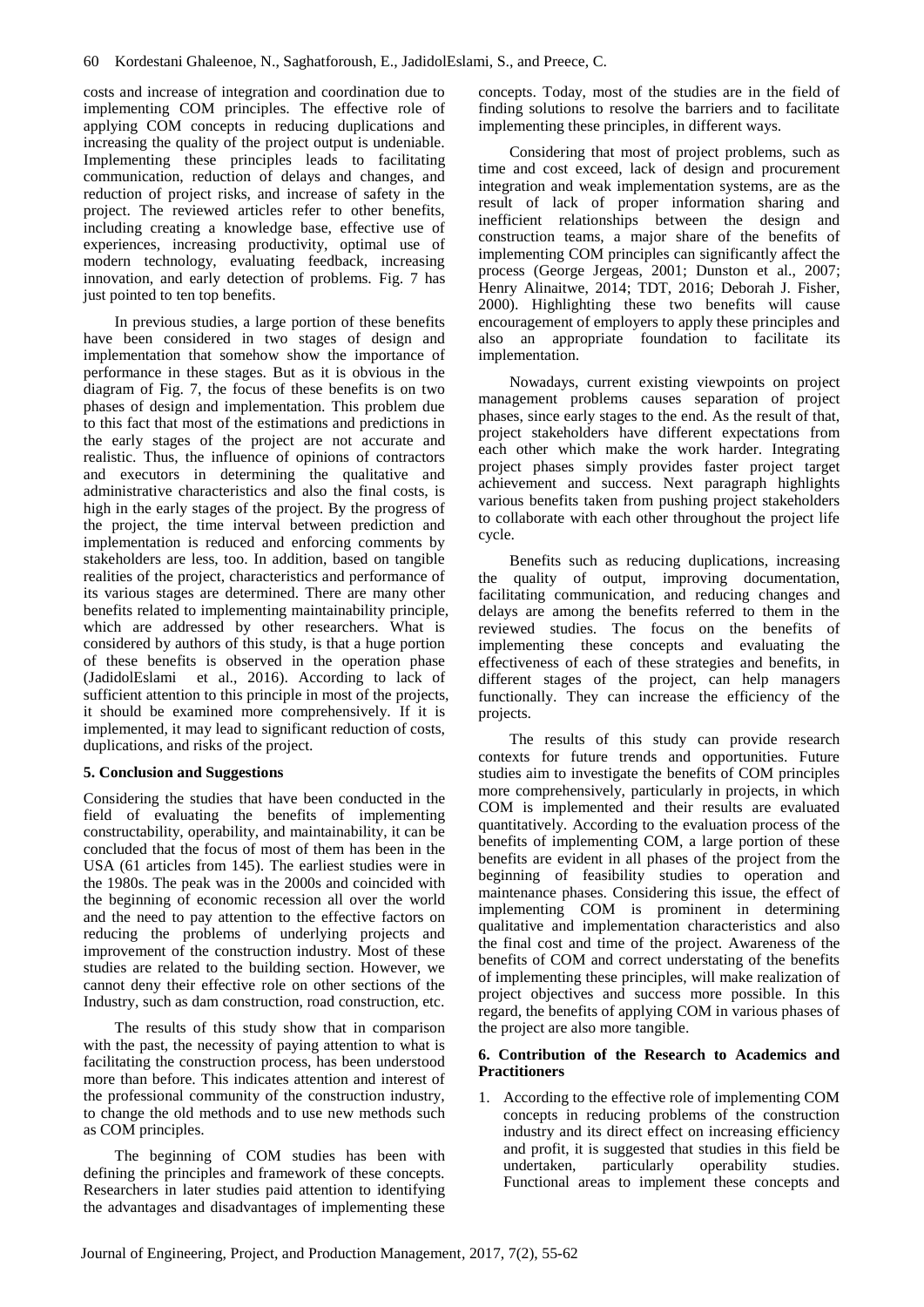costs and increase of integration and coordination due to implementing COM principles. The effective role of applying COM concepts in reducing duplications and increasing the quality of the project output is undeniable. Implementing these principles leads to facilitating communication, reduction of delays and changes, and reduction of project risks, and increase of safety in the project. The reviewed articles refer to other benefits, including creating a knowledge base, effective use of experiences, increasing productivity, optimal use of modern technology, evaluating feedback, increasing innovation, and early detection of problems. Fig. 7 has just pointed to ten top benefits.

In previous studies, a large portion of these benefits have been considered in two stages of design and implementation that somehow show the importance of performance in these stages. But as it is obvious in the diagram of Fig. 7, the focus of these benefits is on two phases of design and implementation. This problem due to this fact that most of the estimations and predictions in the early stages of the project are not accurate and realistic. Thus, the influence of opinions of contractors and executors in determining the qualitative and administrative characteristics and also the final costs, is high in the early stages of the project. By the progress of the project, the time interval between prediction and implementation is reduced and enforcing comments by stakeholders are less, too. In addition, based on tangible realities of the project, characteristics and performance of its various stages are determined. There are many other benefits related to implementing maintainability principle, which are addressed by other researchers. What is considered by authors of this study, is that a huge portion of these benefits is observed in the operation phase (JadidolEslami et al., 2016). According to lack of sufficient attention to this principle in most of the projects, it should be examined more comprehensively. If it is implemented, it may lead to significant reduction of costs, duplications, and risks of the project.

## 5. Conclusion and Suggestions

Considering the studies that have been conducted in the field of evaluating the benefits of implementing constructability, operability, and maintainability, it can be concluded that the focus of most of them has been in the USA (61 articles from 145). The earliest studies were in the 1980s. The peak was in the 2000s and coincided with the beginning of economic recession all over the world and the need to pay attention to the effective factors on reducing the problems of underlying projects and improvement of the construction industry. Most of these studies are related to the building section. However, we cannot deny their effective role on other sections of the Industry, such as dam construction, road construction, etc.

The results of this study show that in comparison with the past, the necessity of paying attention to what is facilitating the construction process, has been understood more than before. This indicates attention and interest of the professional community of the construction industry, to change the old methods and to use new methods such as COM principles.

The beginning of COM studies has been with defining the principles and framework of these concepts. Researchers in later studies paid attention to identifying the advantages and disadvantages of implementing these concepts. Today, most of the studies are in the field of finding solutions to resolve the barriers and to facilitate implementing these principles, in different ways.

Considering that most of project problems, such as time and cost exceed, lack of design and procurement integration and weak implementation systems, are as the result of lack of proper information sharing and inefficient relationships between the design and construction teams, a major share of the benefits of implementing COM principles can significantly affect the process (George Jergeas, 2001; Dunston et al., 2007; Henry Alinaitwe, 2014; TDT, 2016; Deborah J. Fisher, 2000). Highlighting these two benefits will cause encouragement of employers to apply these principles and also an appropriate foundation to facilitate its implementation.

Nowadays, current existing viewpoints on project management problems causes separation of project phases, since early stages to the end. As the result of that, project stakeholders have different expectations from each other which make the work harder. Integrating project phases simply provides faster project target achievement and success. Next paragraph highlights various benefits taken from pushing project stakeholders to collaborate with each other throughout the project life cycle.

Benefits such as reducing duplications, increasing the quality of output, improving documentation, facilitating communication, and reducing changes and delays are among the benefits referred to them in the reviewed studies. The focus on the benefits of implementing these concepts and evaluating the effectiveness of each of these strategies and benefits, in different stages of the project, can help managers functionally. They can increase the efficiency of the projects.

The results of this study can provide research contexts for future trends and opportunities. Future studies aim to investigate the benefits of COM principles more comprehensively, particularly in projects, in which COM is implemented and their results are evaluated quantitatively. According to the evaluation process of the benefits of implementing COM, a large portion of these benefits are evident in all phases of the project from the beginning of feasibility studies to operation and maintenance phases. Considering this issue, the effect of implementing COM is prominent in determining qualitative and implementation characteristics and also the final cost and time of the project. Awareness of the benefits of COM and correct understating of the benefits of implementing these principles, will make realization of project objectives and success more possible. In this regard, the benefits of applying COM in various phases of the project are also more tangible.

## 6. Contribution of the Research to Academics and Practitioners

1. According to the effective role of implementing COM concepts in reducing problems of the construction industry and its direct effect on increasing efficiency and profit, it is suggested that studies in this field be undertaken, particularly operability studies. Functional areas to implement these concepts and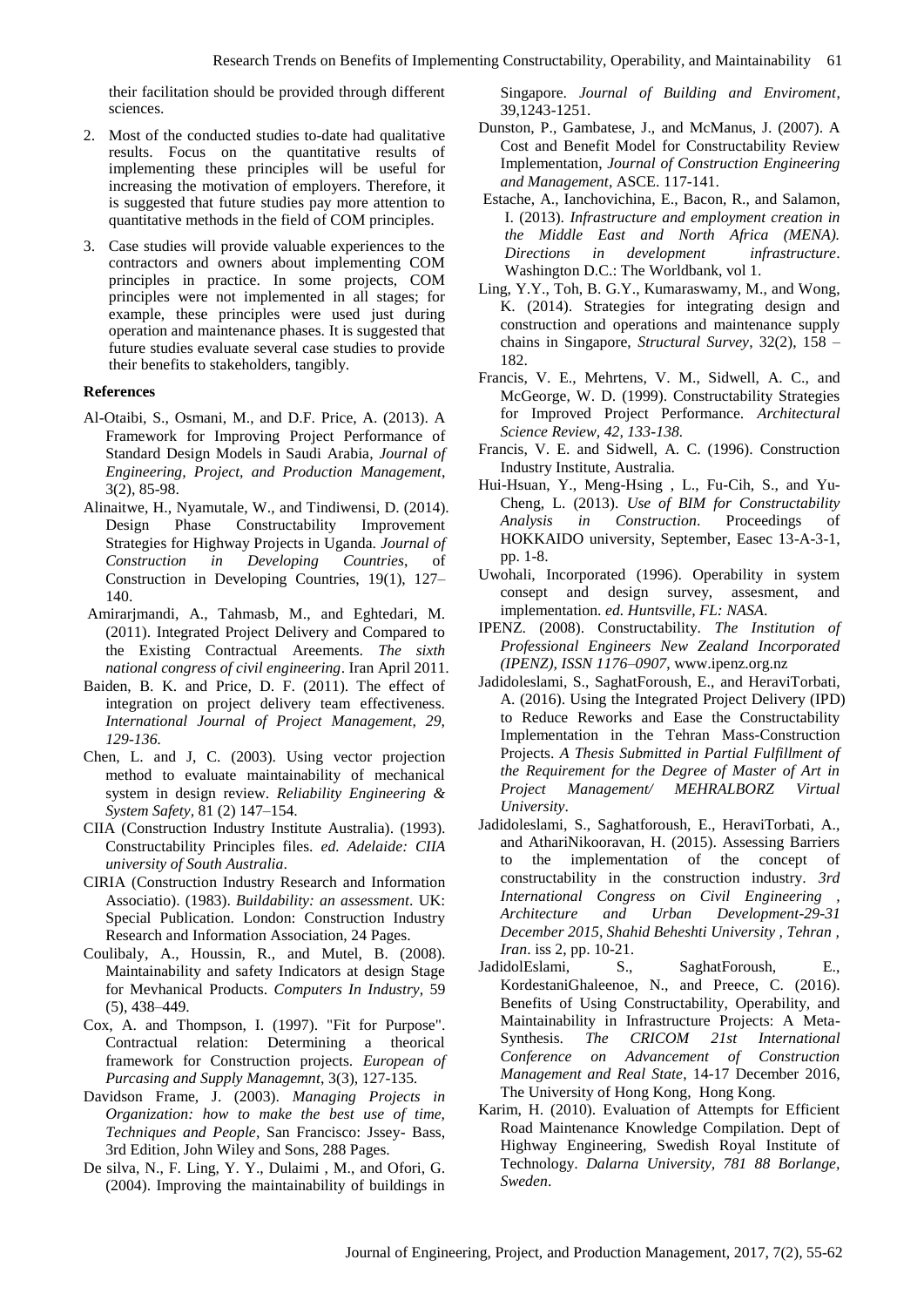their facilitation should be provided through different sciences.

2. Most of the conducted studies to-date had qualitative results. Focus on the quantitative results of implementing these principles will be useful for increasing the motivation of employers. Therefore, it is suggested that future studies pay more attention to quantitative methods in the field of COM principles.

3. Case studies will provide valuable experiences to the contractors and owners about implementing COM principles in practice. In some projects, COM principles were not implemented in all stages; for example, these principles were used just during operation and maintenance phases. It is suggested that future studies evaluate several case studies to provide their benefits to stakeholders, tangibly.

**References**

Al-Otaibi, S., Osmani, M., and D.F. Price, A. (2013). A Framework for Improving Project Performance of Standard Design Models in Saudi Arabia, *Journal of Engineering, Project, and Production Management*, 3(2), 85-98.

Alinaitwe, H., Nyamutale, W., and Tindiwensi, D. (2014). Design Phase Constructability Improvement Strategies for Highway Projects in Uganda. *Journal of Construction in Developing Countries*, of Construction in Developing Countries, 19(1), 127–140.

Amirarjmandi, A., Tahmasb, M., and Eghtedari, M. (2011). Integrated Project Delivery and Compared to the Existing Contractual Areements. *The sixth national congress of civil engineering*. Iran April 2011.

Baiden, B. K. and Price, D. F. (2011). The effect of integration on project delivery team effectiveness. *International Journal of Project Management, 29, 129-136.*

Chen, L. and J, C. (2003). Using vector projection method to evaluate maintainability of mechanical system in design review. *Reliability Engineering & System Safety*, 81 (2) 147–154.

CIIA (Construction Industry Institute Australia). (1993). Constructability Principles files. *ed. Adelaide: CIIA university of South Australia*.

CIRIA (Construction Industry Research and Information Associatio). (1983). *Buildability: an assessment*. UK: Special Publication. London: Construction Industry Research and Information Association, 24 Pages.

Coulibaly, A., Houssin, R., and Mutel, B. (2008). Maintainability and safety Indicators at design Stage for Mevhanical Products. *Computers In Industry*, 59 (5), 438–449.

Cox, A. and Thompson, I. (1997). "Fit for Purpose". Contractual relation: Determining a theorical framework for Construction projects. *European of Purcasing and Supply Managemnt*, 3(3), 127-135.

Davidson Frame, J. (2003). *Managing Projects in Organization: how to make the best use of time, Techniques and People,* San Francisco: Jssey- Bass, 3rd Edition, John Wiley and Sons, 288 Pages.

De silva, N., F. Ling, Y. Y., Dulaimi , M., and Ofori, G. (2004). Improving the maintainability of buildings in Singapore. *Journal of Building and Enviroment*, 39,1243-1251.

Dunston, P., Gambatese, J., and McManus, J. (2007). A Cost and Benefit Model for Constructability Review Implementation, *Journal of Construction Engineering and Management*, ASCE. 117-141.

Estache, A., Ianchovichina, E., Bacon, R., and Salamon, I. (2013). *Infrastructure and employment creation in the Middle East and North Africa (MENA). Directions in development infrastructure*. Washington D.C.: The Worldbank, vol 1.

Ling, Y.Y., Toh, B. G.Y., Kumaraswamy, M., and Wong, K. (2014). Strategies for integrating design and construction and operations and maintenance supply chains in Singapore, *Structural Survey*, 32(2), 158 – 182.

Francis, V. E., Mehrtens, V. M., Sidwell, A. C., and McGeorge, W. D. (1999). Constructability Strategies for Improved Project Performance. *Architectural Science Review, 42, 133-138.*

Francis, V. E. and Sidwell, A. C. (1996). Construction Industry Institute, Australia.

Hui-Hsuan, Y., Meng-Hsing , L., Fu-Cih, S., and Yu-Cheng, L. (2013). *Use of BIM for Constructability Analysis in Construction*. Proceedings of HOKKAIDO university, September, Easec 13-A-3-1, pp. 1-8.

Uwohali, Incorporated (1996). Operability in system consept and design survey, assesment, and implementation. *ed. Huntsville, FL: NASA*.

IPENZ. (2008). Constructability. *The Institution of Professional Engineers New Zealand Incorporated (IPENZ), ISSN 1176–0907*, www.ipenz.org.nz

Jadidoleslami, S., SaghatForoush, E., and HeraviTorbati, A. (2016). Using the Integrated Project Delivery (IPD) to Reduce Reworks and Ease the Constructability Implementation in the Tehran Mass-Construction Projects. *A Thesis Submitted in Partial Fulfillment of the Requirement for the Degree of Master of Art in Project Management/ MEHRALBORZ Virtual University*.

Jadidoleslami, S., Saghatforoush, E., HeraviTorbati, A., and AthariNikooravan, H. (2015). Assessing Barriers to the implementation of the concept of constructability in the construction industry. *3rd International Congress on Civil Engineering , Architecture and Urban Development-29-31 December 2015, Shahid Beheshti University , Tehran , Iran*. iss 2, pp. 10-21.

JadidolEslami, S., SaghatForoush, E., KordestaniGhaleenoe, N., and Preece, C. (2016). Benefits of Using Constructability, Operability, and Maintainability in Infrastructure Projects: A Meta-Synthesis. *The CRICOM 21st International Conference on Advancement of Construction Management and Real State*, 14-17 December 2016, The University of Hong Kong, Hong Kong.

Karim, H. (2010). Evaluation of Attempts for Efficient Road Maintenance Knowledge Compilation. Dept of Highway Engineering, Swedish Royal Institute of Technology. *Dalarna University, 781 88 Borlange, Sweden*.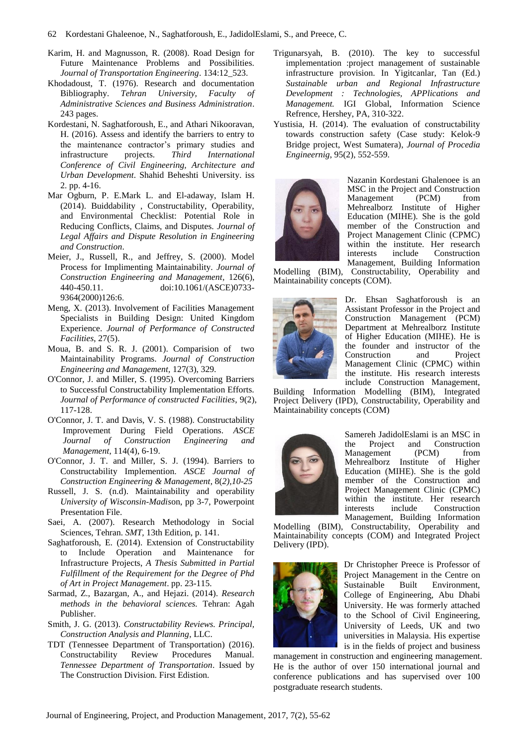Karim, H. and Magnusson, R. (2008). Road Design for Future Maintenance Problems and Possibilities. *Journal of Transportation Engineering*. 134:12_523.

Khodadoust, T. (1976). Research and documentation Bibliography. *Tehran University, Faculty of Administrative Sciences and Business Administration*. 243 pages.

Kordestani, N. Saghatforoush, E., and Athari Nikooravan, H. (2016). Assess and identify the barriers to entry to the maintenance contractor's primary studies and infrastructure projects. *Third International Conference of Civil Engineering, Architecture and Urban Development*. Shahid Beheshti University. iss 2. pp. 4-16.

Mar Ogburn, P. E.Mark L. and El-adaway, Islam H. (2014). Buiddability , Constructability, Operability, and Environmental Checklist: Potential Role in Reducing Conflicts, Claims, and Disputes. *Journal of Legal Affairs and Dispute Resolution in Engineering and Construction*.

Meier, J., Russell, R., and Jeffrey, S. (2000). Model Process for Implimenting Maintainability. *Journal of Construction Engineering and Management*, 126(6), 440-450.11. doi:10.1061/(ASCE)0733-9364(2000)126:6.

Meng, X. (2013). Involvement of Facilities Management Specialists in Building Design: United Kingdom Experience. *Journal of Performance of Constructed Facilities*, 27(5).

Moua, B. and S. R. J. (2001). Comparision of two Maintainability Programs. *Journal of Construction Engineering and Management*, 127(3), 329.

O'Connor, J. and Miller, S. (1995). Overcoming Barriers to Successful Constructability Implementation Efforts. *Journal of Performance of constructed Facilities*, 9(2), 117-128.

O'Connor, J. T. and Davis, V. S. (1988). Constructability Improvement During Field Operations. *ASCE Journal of Construction Engineering and Management*, 114(4), 6-19.

O'Connor, J. T. and Miller, S. J. (1994). Barriers to Constructability Implemention. *ASCE Journal of Construction Engineering & Management*, 8(*2),10-25*

Russell, J. S. (n.d). Maintainability and operability *University of Wisconsin-Madiso*n, pp 3-7, Powerpoint Presentation File.

Saei, A. (2007). Research Methodology in Social Sciences, Tehran. *SMT*, 13th Edition, p. 141.

Saghatforoush, E. (2014). Extension of Constructability to Include Operation and Maintenance for Infrastructure Projects, *A Thesis Submitted in Partial Fulfillment of the Requirement for the Degree of Phd of Art in Project Management*. pp. 23-115.

Sarmad, Z., Bazargan, A., and Hejazi. (2014). *Research methods in the behavioral sciences.* Tehran: Agah Publisher.

Smith, J. G. (2013). *Constructability Reviews. Principal, Construction Analysis and Planning*, LLC.

TDT (Tennessee Department of Transportation) (2016). Constructability Review Procedures Manual. *Tennessee Department of Transportation*. Issued by The Construction Division. First Edistion.

Trigunarsyah, B. (2010). The key to successful implementation :project management of sustainable infrastructure provision. In Yigitcanlar, Tan (Ed.) *Sustainable urban and Regional Infrastructure Development : Technologies, APPlications and Management.* IGI Global, Information Science Refrence, Hershey, PA, 310-322.

Yustisia, H. (2014). The evaluation of constructability towards construction safety (Case study: Kelok-9 Bridge project, West Sumatera), *Journal of Procedia Engineernig*, 95(2), 552-559.

Nazanin Kordestani Ghalenoee is an MSC in the Project and Construction Management (PCM) from Mehrealborz Institute of Higher Education (MIHE). She is the gold member of the Construction and Project Management Clinic (CPMC) within the institute. Her research interests include Construction Management, Building Information Modelling (BIM), Constructability, Operability and Maintainability concepts (COM).

Dr. Ehsan Saghatforoush is an Assistant Professor in the Project and Construction Management (PCM) Department at Mehrealborz Institute of Higher Education (MIHE). He is the founder and instructor of the Construction and Project Management Clinic (CPMC) within the institute. His research interests include Construction Management, Building Information Modelling (BIM), Integrated Project Delivery (IPD), Constructability, Operability and Maintainability concepts (COM)

Samereh JadidolEslami is an MSC in the Project and Construction Management (PCM) from Mehrealborz Institute of Higher Education (MIHE). She is the gold member of the Construction and Project Management Clinic (CPMC) within the institute. Her research interests include Construction Management, Building Information Modelling (BIM), Constructability, Operability and Maintainability concepts (COM) and Integrated Project Delivery (IPD).

Dr Christopher Preece is Professor of Project Management in the Centre on Sustainable Built Environment, College of Engineering, Abu Dhabi University. He was formerly attached to the School of Civil Engineering, University of Leeds, UK and two universities in Malaysia. His expertise is in the fields of project and business management in construction and engineering management. He is the author of over 150 international journal and conference publications and has supervised over 100 postgraduate research students.